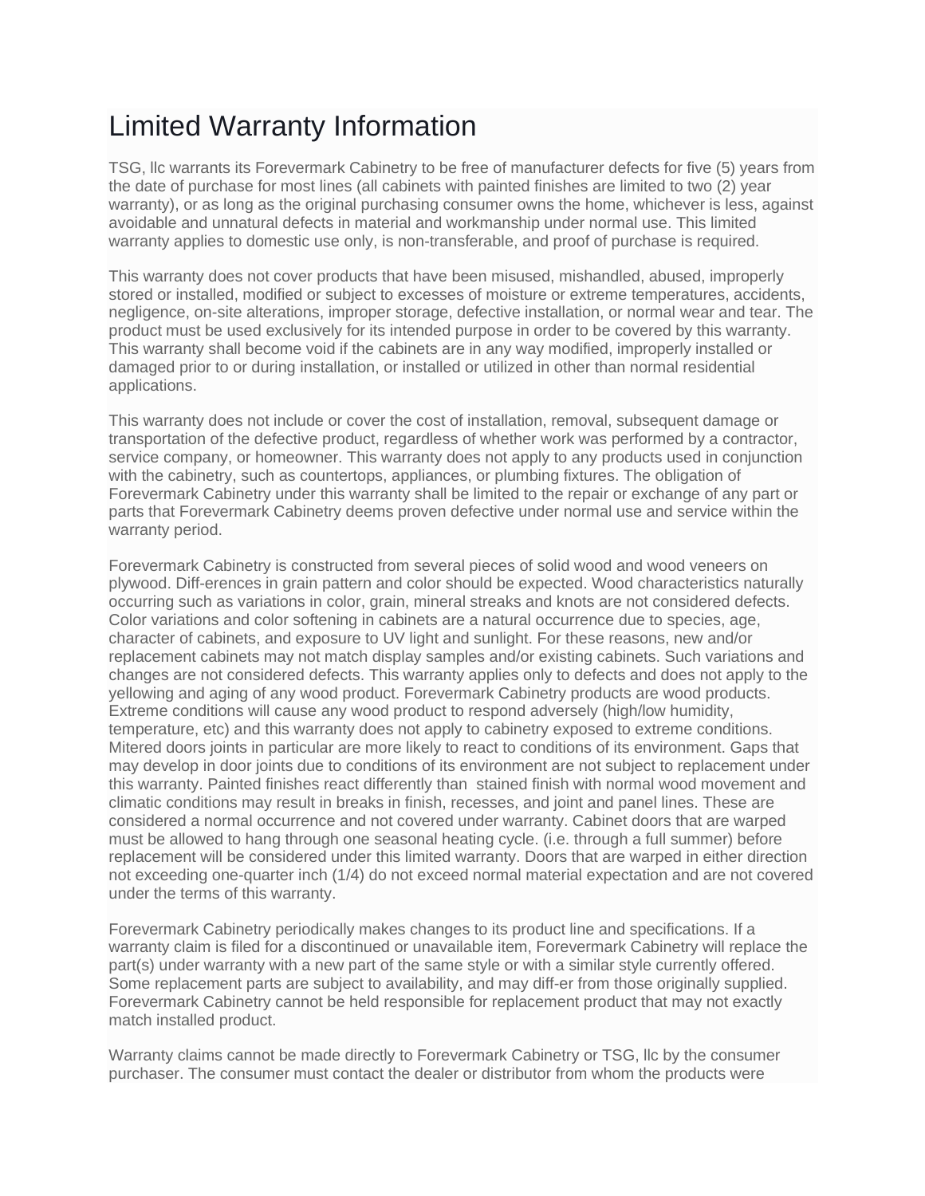# Limited Warranty Information

TSG, llc warrants its Forevermark Cabinetry to be free of manufacturer defects for five (5) years from the date of purchase for most lines (all cabinets with painted finishes are limited to two (2) year warranty), or as long as the original purchasing consumer owns the home, whichever is less, against avoidable and unnatural defects in material and workmanship under normal use. This limited warranty applies to domestic use only, is non-transferable, and proof of purchase is required.

This warranty does not cover products that have been misused, mishandled, abused, improperly stored or installed, modified or subject to excesses of moisture or extreme temperatures, accidents, negligence, on-site alterations, improper storage, defective installation, or normal wear and tear. The product must be used exclusively for its intended purpose in order to be covered by this warranty. This warranty shall become void if the cabinets are in any way modified, improperly installed or damaged prior to or during installation, or installed or utilized in other than normal residential applications.

This warranty does not include or cover the cost of installation, removal, subsequent damage or transportation of the defective product, regardless of whether work was performed by a contractor, service company, or homeowner. This warranty does not apply to any products used in conjunction with the cabinetry, such as countertops, appliances, or plumbing fixtures. The obligation of Forevermark Cabinetry under this warranty shall be limited to the repair or exchange of any part or parts that Forevermark Cabinetry deems proven defective under normal use and service within the warranty period.

Forevermark Cabinetry is constructed from several pieces of solid wood and wood veneers on plywood. Diff-erences in grain pattern and color should be expected. Wood characteristics naturally occurring such as variations in color, grain, mineral streaks and knots are not considered defects. Color variations and color softening in cabinets are a natural occurrence due to species, age, character of cabinets, and exposure to UV light and sunlight. For these reasons, new and/or replacement cabinets may not match display samples and/or existing cabinets. Such variations and changes are not considered defects. This warranty applies only to defects and does not apply to the yellowing and aging of any wood product. Forevermark Cabinetry products are wood products. Extreme conditions will cause any wood product to respond adversely (high/low humidity, temperature, etc) and this warranty does not apply to cabinetry exposed to extreme conditions. Mitered doors joints in particular are more likely to react to conditions of its environment. Gaps that may develop in door joints due to conditions of its environment are not subject to replacement under this warranty. Painted finishes react differently than  stained finish with normal wood movement and climatic conditions may result in breaks in finish, recesses, and joint and panel lines. These are considered a normal occurrence and not covered under warranty. Cabinet doors that are warped must be allowed to hang through one seasonal heating cycle. (i.e. through a full summer) before replacement will be considered under this limited warranty. Doors that are warped in either direction not exceeding one-quarter inch (1/4) do not exceed normal material expectation and are not covered under the terms of this warranty.

Forevermark Cabinetry periodically makes changes to its product line and specifications. If a warranty claim is filed for a discontinued or unavailable item, Forevermark Cabinetry will replace the part(s) under warranty with a new part of the same style or with a similar style currently offered. Some replacement parts are subject to availability, and may diff-er from those originally supplied. Forevermark Cabinetry cannot be held responsible for replacement product that may not exactly match installed product.

Warranty claims cannot be made directly to Forevermark Cabinetry or TSG, llc by the consumer purchaser. The consumer must contact the dealer or distributor from whom the products were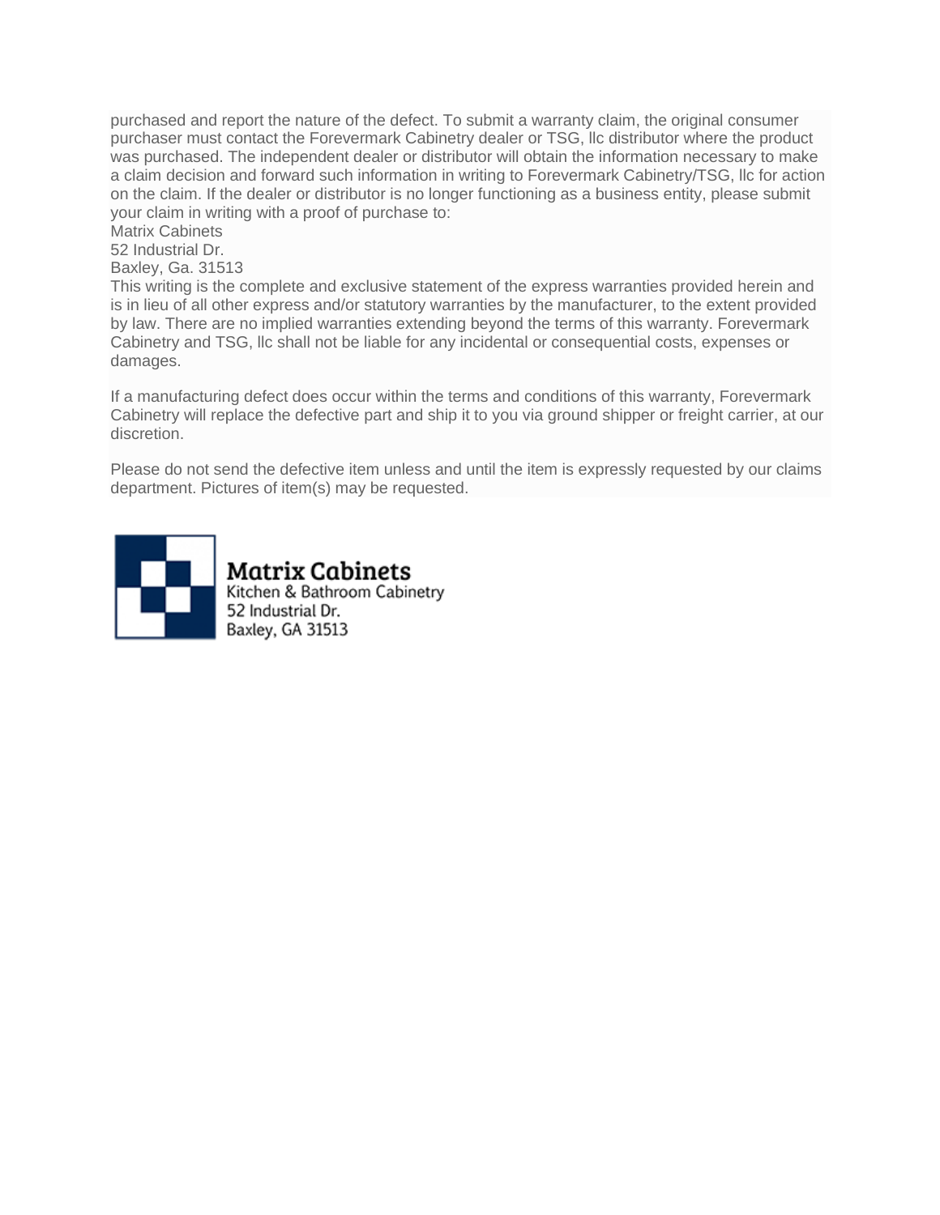purchased and report the nature of the defect. To submit a warranty claim, the original consumer purchaser must contact the Forevermark Cabinetry dealer or TSG, llc distributor where the product was purchased. The independent dealer or distributor will obtain the information necessary to make a claim decision and forward such information in writing to Forevermark Cabinetry/TSG, llc for action on the claim. If the dealer or distributor is no longer functioning as a business entity, please submit your claim in writing with a proof of purchase to:

Matrix Cabinets
52 Industrial Dr.
Baxley, Ga. 31513

This writing is the complete and exclusive statement of the express warranties provided herein and is in lieu of all other express and/or statutory warranties by the manufacturer, to the extent provided by law. There are no implied warranties extending beyond the terms of this warranty. Forevermark Cabinetry and TSG, llc shall not be liable for any incidental or consequential costs, expenses or damages.

If a manufacturing defect does occur within the terms and conditions of this warranty, Forevermark Cabinetry will replace the defective part and ship it to you via ground shipper or freight carrier, at our discretion.

Please do not send the defective item unless and until the item is expressly requested by our claims department. Pictures of item(s) may be requested.

**Matrix Cabinets**
Kitchen & Bathroom Cabinetry
52 Industrial Dr.
Baxley, GA 31513